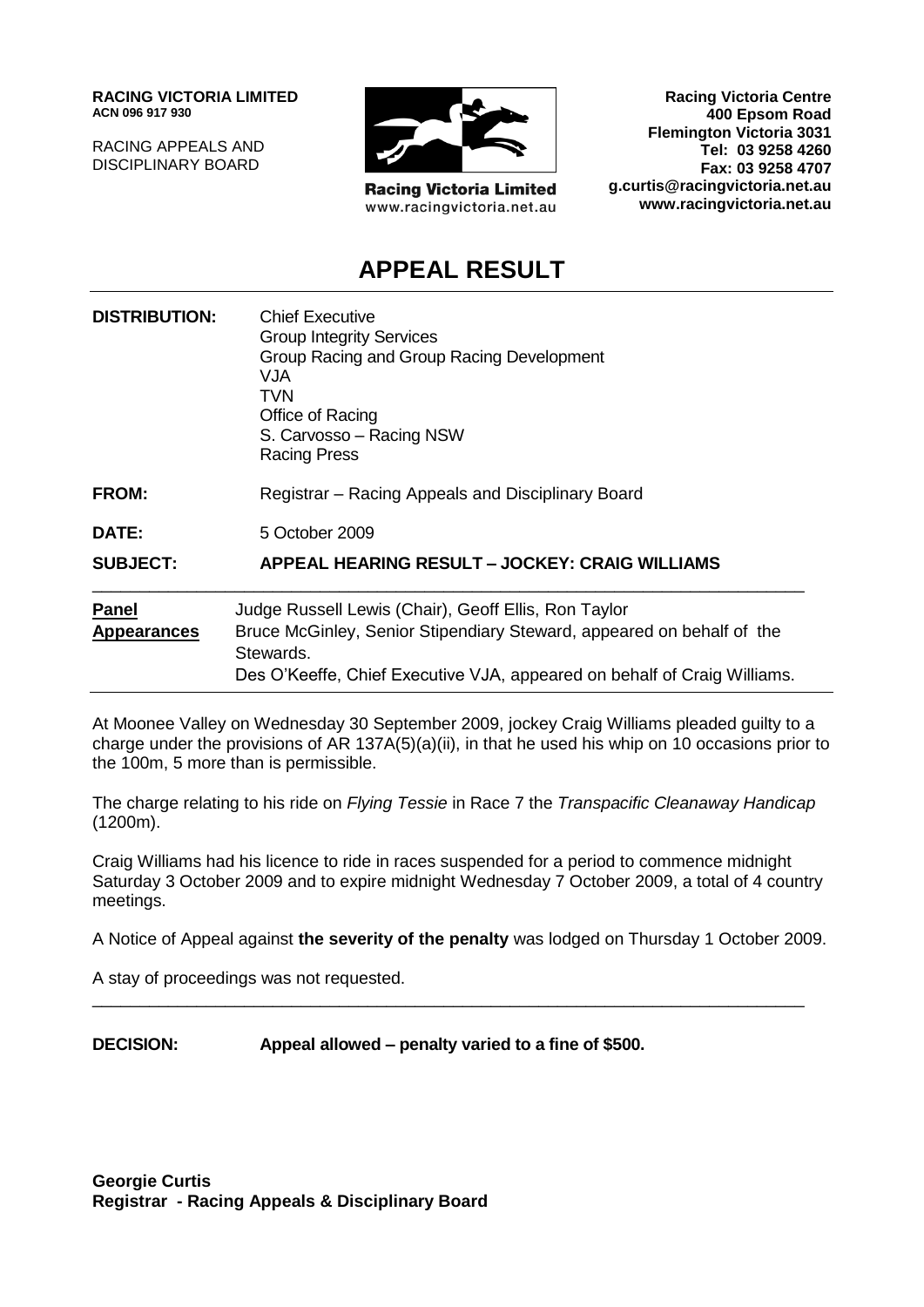**RACING VICTORIA LIMITED**
**ACN 096 917 930**

RACING APPEALS AND DISCIPLINARY BOARD

Racing Victoria Limited
www.racingvictoria.net.au

**Racing Victoria Centre**
**400 Epsom Road**
**Flemington Victoria 3031**
**Tel: 03 9258 4260**
**Fax: 03 9258 4707**
**g.curtis@racingvictoria.net.au**
**www.racingvictoria.net.au**

# APPEAL RESULT

| | |
|---|---|
| **DISTRIBUTION:** | Chief Executive<br>Group Integrity Services<br>Group Racing and Group Racing Development<br>VJA<br>TVN<br>Office of Racing<br>S. Carvosso – Racing NSW<br>Racing Press |
| **FROM:** | Registrar – Racing Appeals and Disciplinary Board |
| **DATE:** | 5 October 2009 |
| **SUBJECT:** | **APPEAL HEARING RESULT – JOCKEY: CRAIG WILLIAMS** |
| **Panel** | Judge Russell Lewis (Chair), Geoff Ellis, Ron Taylor |
| **Appearances** | Bruce McGinley, Senior Stipendiary Steward, appeared on behalf of the Stewards.<br>Des O'Keeffe, Chief Executive VJA, appeared on behalf of Craig Williams. |

At Moonee Valley on Wednesday 30 September 2009, jockey Craig Williams pleaded guilty to a charge under the provisions of AR 137A(5)(a)(ii), in that he used his whip on 10 occasions prior to the 100m, 5 more than is permissible.

The charge relating to his ride on *Flying Tessie* in Race 7 the *Transpacific Cleanaway Handicap* (1200m).

Craig Williams had his licence to ride in races suspended for a period to commence midnight Saturday 3 October 2009 and to expire midnight Wednesday 7 October 2009, a total of 4 country meetings.

A Notice of Appeal against **the severity of the penalty** was lodged on Thursday 1 October 2009.

A stay of proceedings was not requested.

**DECISION: Appeal allowed – penalty varied to a fine of $500.**

**Georgie Curtis**
**Registrar - Racing Appeals & Disciplinary Board**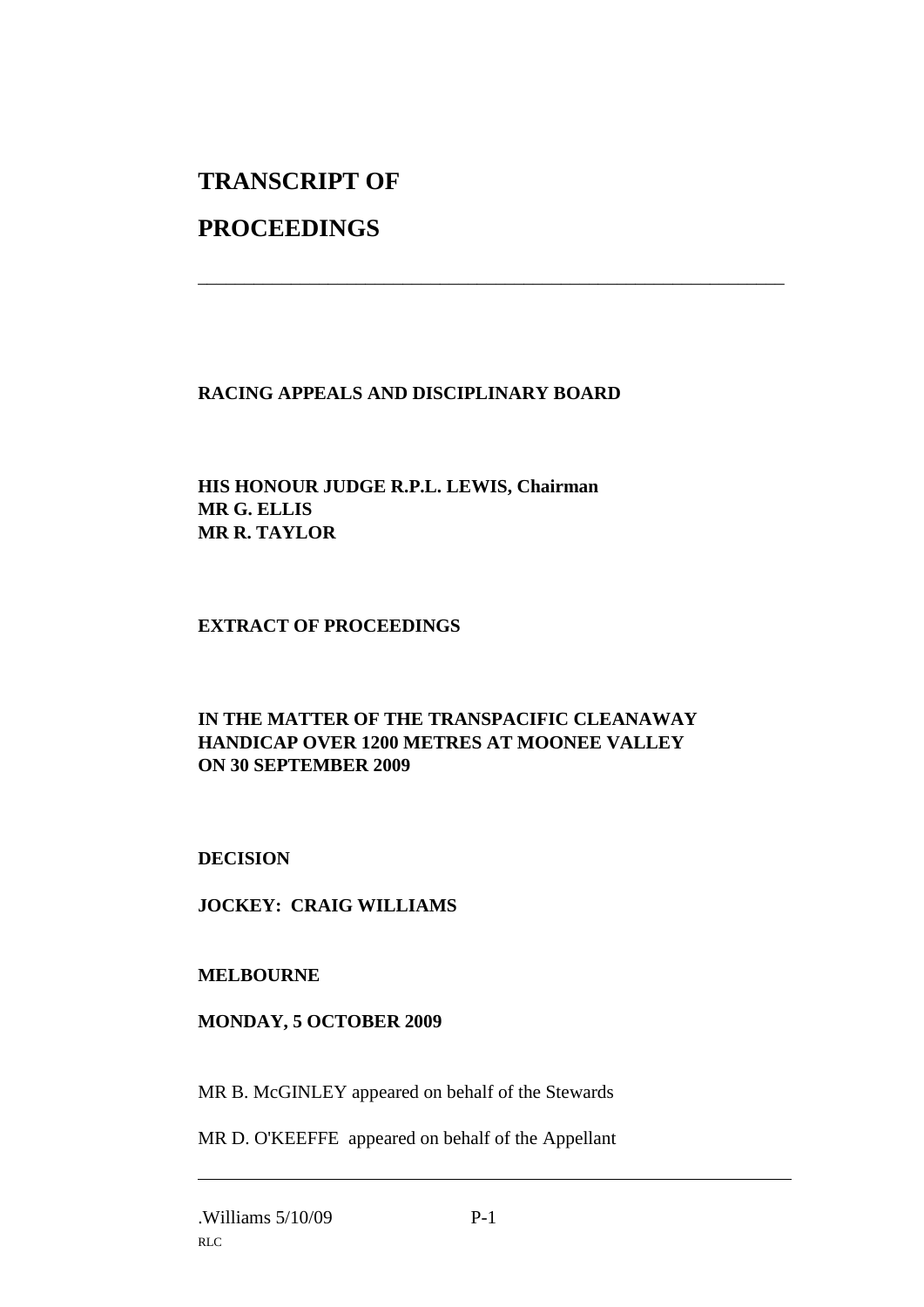# TRANSCRIPT OF PROCEEDINGS

---

**RACING APPEALS AND DISCIPLINARY BOARD**

**HIS HONOUR JUDGE R.P.L. LEWIS, Chairman**
**MR G. ELLIS**
**MR R. TAYLOR**

**EXTRACT OF PROCEEDINGS**

**IN THE MATTER OF THE TRANSPACIFIC CLEANAWAY HANDICAP OVER 1200 METRES AT MOONEE VALLEY ON 30 SEPTEMBER 2009**

**DECISION**

**JOCKEY: CRAIG WILLIAMS**

**MELBOURNE**

**MONDAY, 5 OCTOBER 2009**

MR B. McGINLEY appeared on behalf of the Stewards

MR D. O'KEEFFE appeared on behalf of the Appellant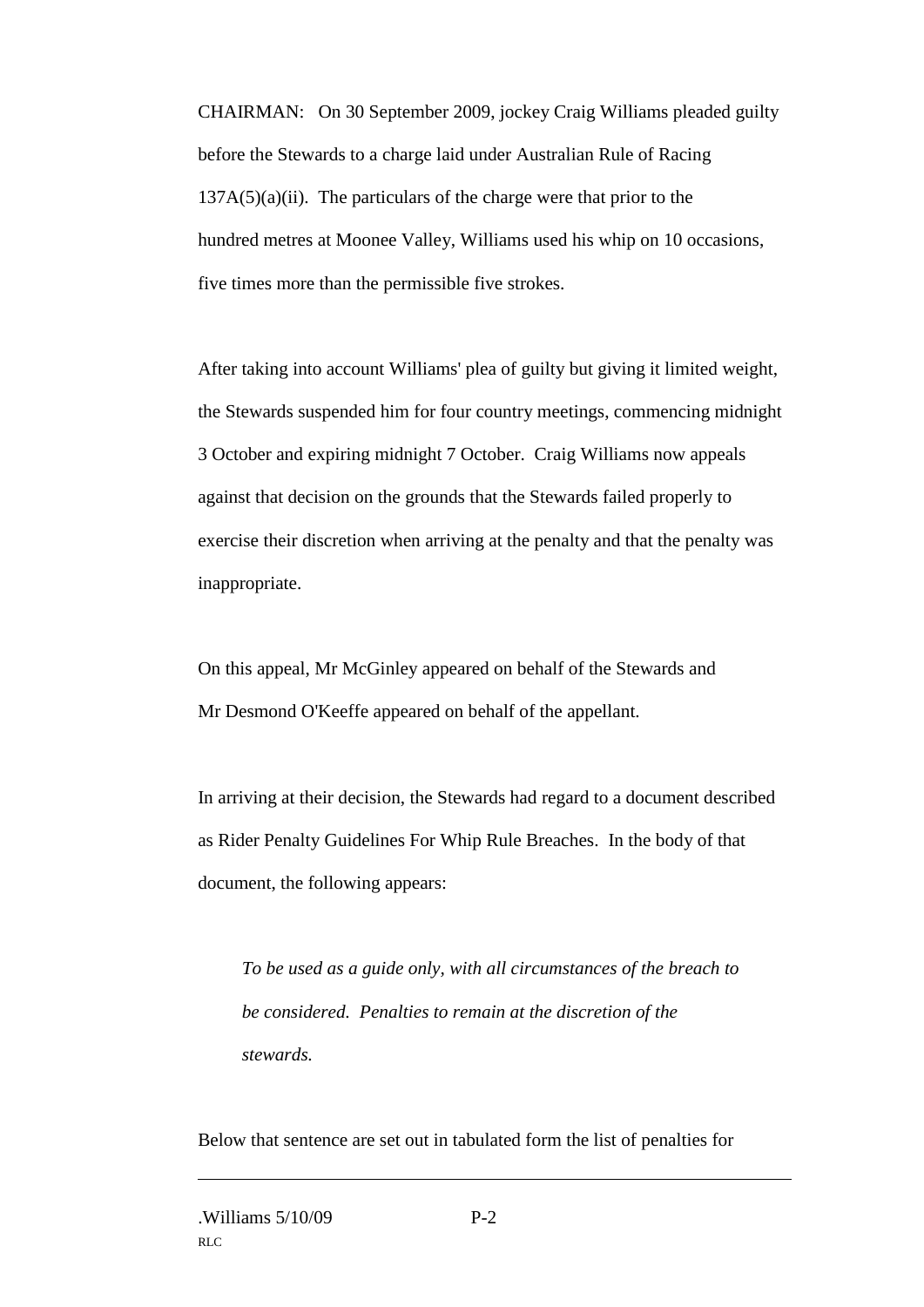CHAIRMAN: On 30 September 2009, jockey Craig Williams pleaded guilty before the Stewards to a charge laid under Australian Rule of Racing 137A(5)(a)(ii). The particulars of the charge were that prior to the hundred metres at Moonee Valley, Williams used his whip on 10 occasions, five times more than the permissible five strokes.

After taking into account Williams' plea of guilty but giving it limited weight, the Stewards suspended him for four country meetings, commencing midnight 3 October and expiring midnight 7 October. Craig Williams now appeals against that decision on the grounds that the Stewards failed properly to exercise their discretion when arriving at the penalty and that the penalty was inappropriate.

On this appeal, Mr McGinley appeared on behalf of the Stewards and Mr Desmond O'Keeffe appeared on behalf of the appellant.

In arriving at their decision, the Stewards had regard to a document described as Rider Penalty Guidelines For Whip Rule Breaches. In the body of that document, the following appears:

> *To be used as a guide only, with all circumstances of the breach to be considered. Penalties to remain at the discretion of the stewards.*

Below that sentence are set out in tabulated form the list of penalties for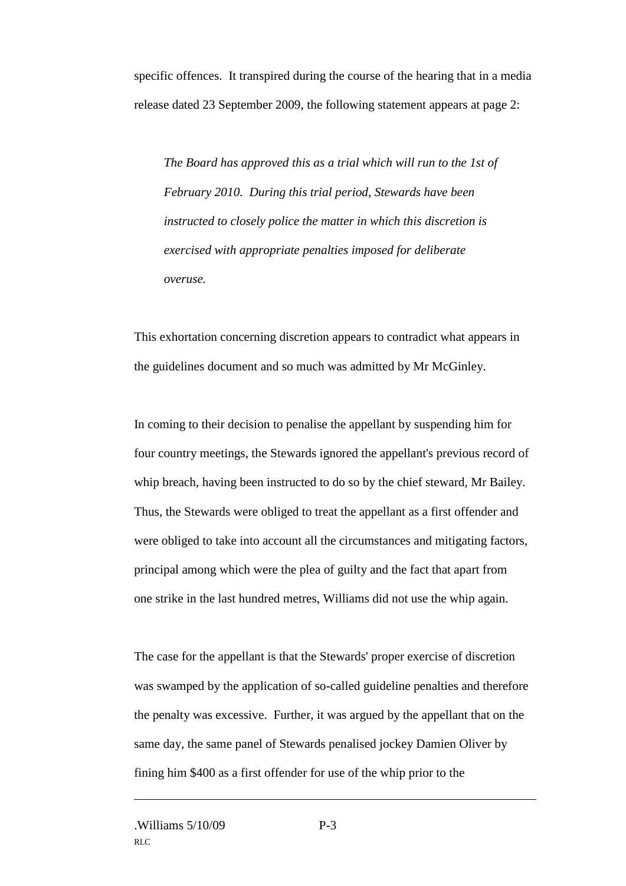specific offences. It transpired during the course of the hearing that in a media release dated 23 September 2009, the following statement appears at page 2:

> *The Board has approved this as a trial which will run to the 1st of February 2010. During this trial period, Stewards have been instructed to closely police the matter in which this discretion is exercised with appropriate penalties imposed for deliberate overuse.*

This exhortation concerning discretion appears to contradict what appears in the guidelines document and so much was admitted by Mr McGinley.

In coming to their decision to penalise the appellant by suspending him for four country meetings, the Stewards ignored the appellant's previous record of whip breach, having been instructed to do so by the chief steward, Mr Bailey. Thus, the Stewards were obliged to treat the appellant as a first offender and were obliged to take into account all the circumstances and mitigating factors, principal among which were the plea of guilty and the fact that apart from one strike in the last hundred metres, Williams did not use the whip again.

The case for the appellant is that the Stewards' proper exercise of discretion was swamped by the application of so-called guideline penalties and therefore the penalty was excessive. Further, it was argued by the appellant that on the same day, the same panel of Stewards penalised jockey Damien Oliver by fining him $400 as a first offender for use of the whip prior to the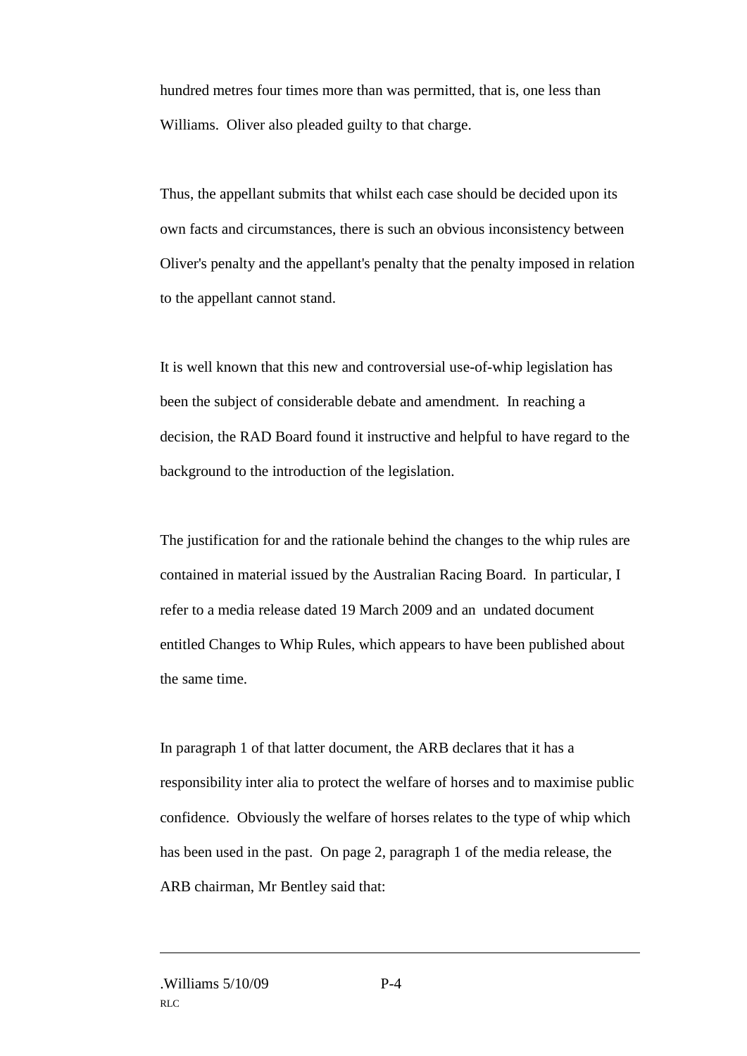hundred metres four times more than was permitted, that is, one less than Williams. Oliver also pleaded guilty to that charge.

Thus, the appellant submits that whilst each case should be decided upon its own facts and circumstances, there is such an obvious inconsistency between Oliver's penalty and the appellant's penalty that the penalty imposed in relation to the appellant cannot stand.

It is well known that this new and controversial use-of-whip legislation has been the subject of considerable debate and amendment. In reaching a decision, the RAD Board found it instructive and helpful to have regard to the background to the introduction of the legislation.

The justification for and the rationale behind the changes to the whip rules are contained in material issued by the Australian Racing Board. In particular, I refer to a media release dated 19 March 2009 and an undated document entitled Changes to Whip Rules, which appears to have been published about the same time.

In paragraph 1 of that latter document, the ARB declares that it has a responsibility inter alia to protect the welfare of horses and to maximise public confidence. Obviously the welfare of horses relates to the type of whip which has been used in the past. On page 2, paragraph 1 of the media release, the ARB chairman, Mr Bentley said that: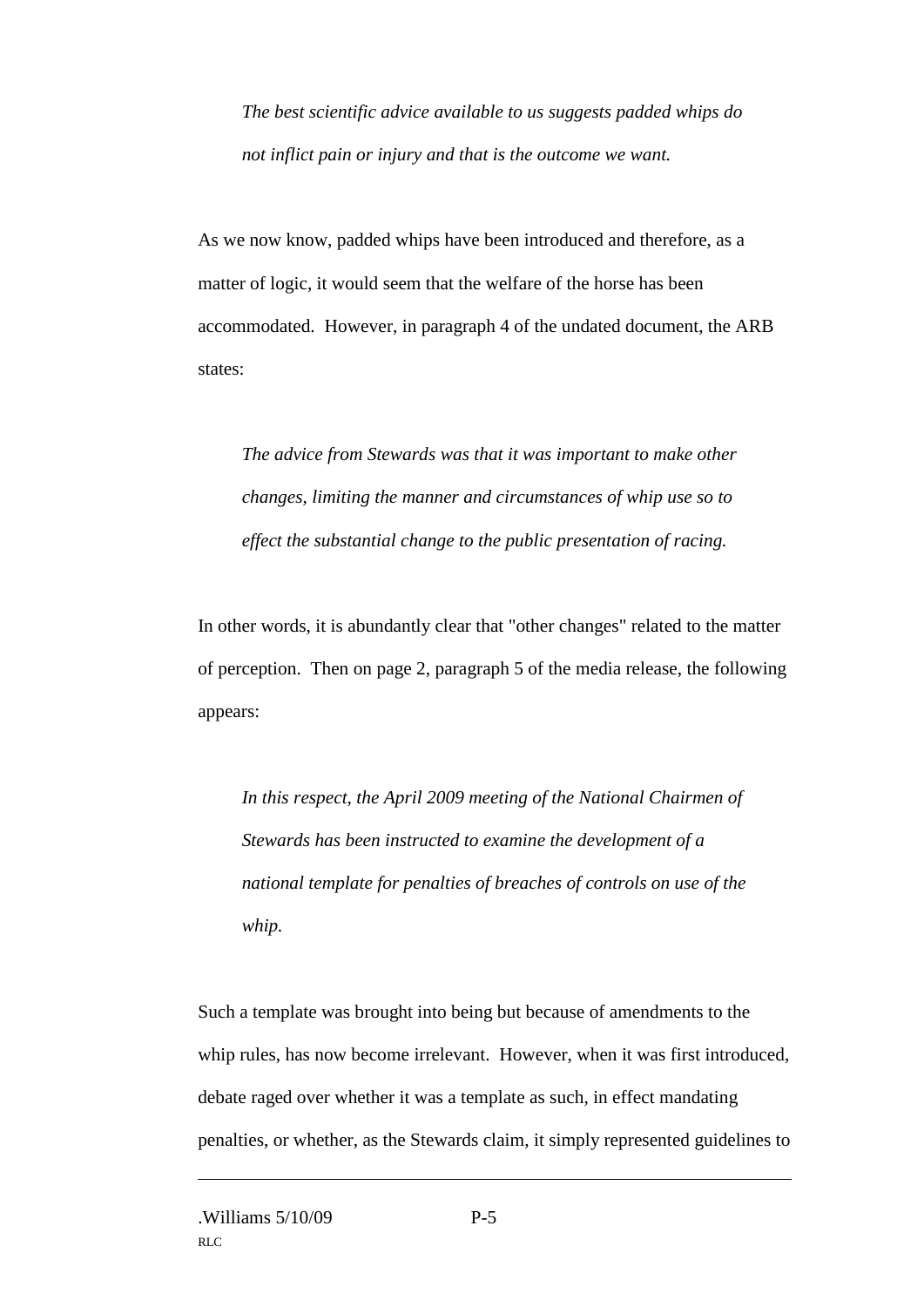*The best scientific advice available to us suggests padded whips do not inflict pain or injury and that is the outcome we want.*

As we now know, padded whips have been introduced and therefore, as a matter of logic, it would seem that the welfare of the horse has been accommodated. However, in paragraph 4 of the undated document, the ARB states:

*The advice from Stewards was that it was important to make other changes, limiting the manner and circumstances of whip use so to effect the substantial change to the public presentation of racing.*

In other words, it is abundantly clear that "other changes" related to the matter of perception. Then on page 2, paragraph 5 of the media release, the following appears:

*In this respect, the April 2009 meeting of the National Chairmen of Stewards has been instructed to examine the development of a national template for penalties of breaches of controls on use of the whip.*

Such a template was brought into being but because of amendments to the whip rules, has now become irrelevant. However, when it was first introduced, debate raged over whether it was a template as such, in effect mandating penalties, or whether, as the Stewards claim, it simply represented guidelines to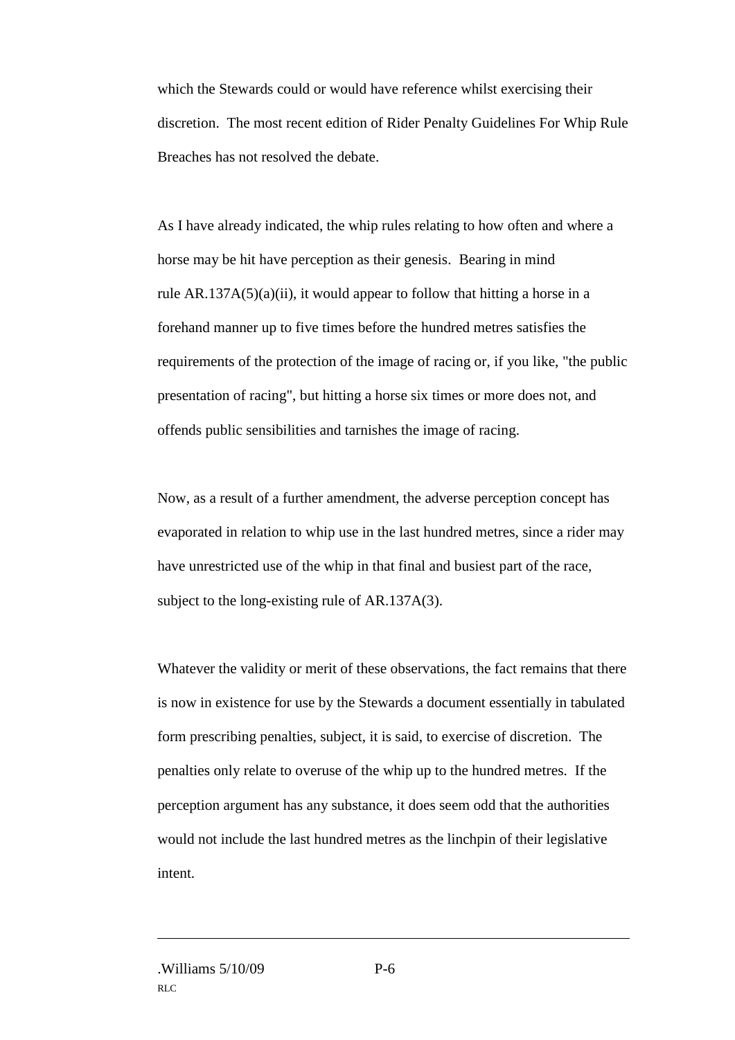which the Stewards could or would have reference whilst exercising their discretion. The most recent edition of Rider Penalty Guidelines For Whip Rule Breaches has not resolved the debate.

As I have already indicated, the whip rules relating to how often and where a horse may be hit have perception as their genesis. Bearing in mind rule AR.137A(5)(a)(ii), it would appear to follow that hitting a horse in a forehand manner up to five times before the hundred metres satisfies the requirements of the protection of the image of racing or, if you like, "the public presentation of racing", but hitting a horse six times or more does not, and offends public sensibilities and tarnishes the image of racing.

Now, as a result of a further amendment, the adverse perception concept has evaporated in relation to whip use in the last hundred metres, since a rider may have unrestricted use of the whip in that final and busiest part of the race, subject to the long-existing rule of AR.137A(3).

Whatever the validity or merit of these observations, the fact remains that there is now in existence for use by the Stewards a document essentially in tabulated form prescribing penalties, subject, it is said, to exercise of discretion. The penalties only relate to overuse of the whip up to the hundred metres. If the perception argument has any substance, it does seem odd that the authorities would not include the last hundred metres as the linchpin of their legislative intent.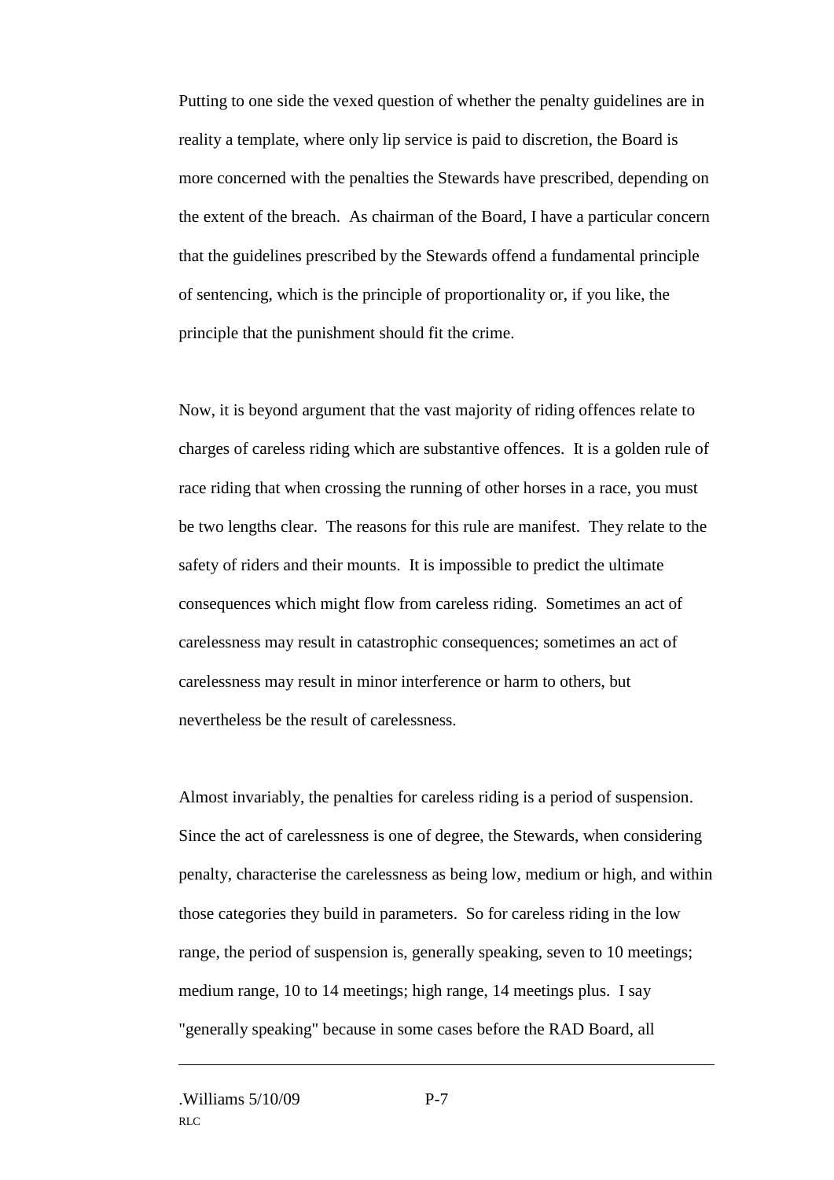Putting to one side the vexed question of whether the penalty guidelines are in reality a template, where only lip service is paid to discretion, the Board is more concerned with the penalties the Stewards have prescribed, depending on the extent of the breach. As chairman of the Board, I have a particular concern that the guidelines prescribed by the Stewards offend a fundamental principle of sentencing, which is the principle of proportionality or, if you like, the principle that the punishment should fit the crime.

Now, it is beyond argument that the vast majority of riding offences relate to charges of careless riding which are substantive offences. It is a golden rule of race riding that when crossing the running of other horses in a race, you must be two lengths clear. The reasons for this rule are manifest. They relate to the safety of riders and their mounts. It is impossible to predict the ultimate consequences which might flow from careless riding. Sometimes an act of carelessness may result in catastrophic consequences; sometimes an act of carelessness may result in minor interference or harm to others, but nevertheless be the result of carelessness.

Almost invariably, the penalties for careless riding is a period of suspension. Since the act of carelessness is one of degree, the Stewards, when considering penalty, characterise the carelessness as being low, medium or high, and within those categories they build in parameters. So for careless riding in the low range, the period of suspension is, generally speaking, seven to 10 meetings; medium range, 10 to 14 meetings; high range, 14 meetings plus. I say "generally speaking" because in some cases before the RAD Board, all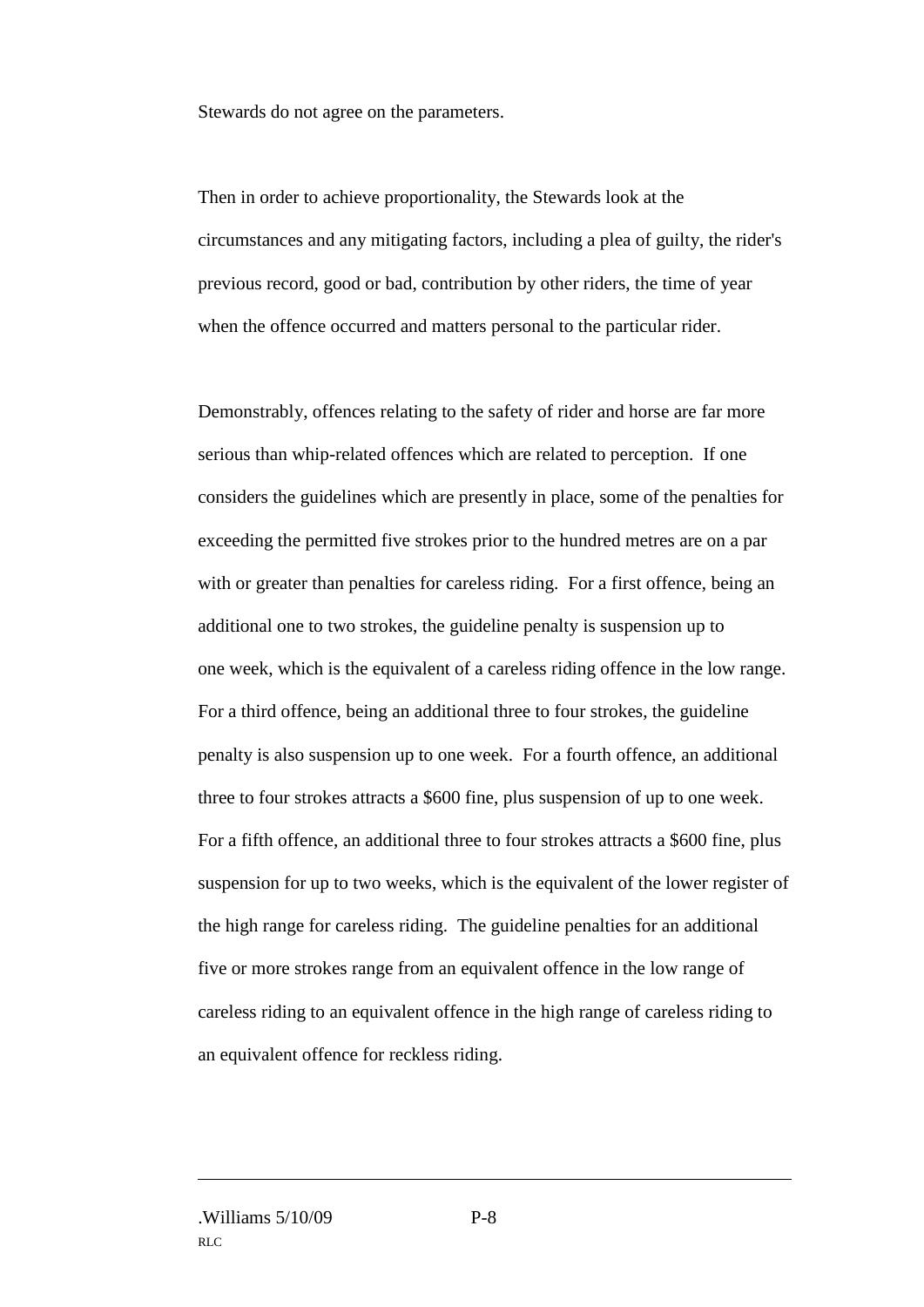Stewards do not agree on the parameters.

Then in order to achieve proportionality, the Stewards look at the circumstances and any mitigating factors, including a plea of guilty, the rider's previous record, good or bad, contribution by other riders, the time of year when the offence occurred and matters personal to the particular rider.

Demonstrably, offences relating to the safety of rider and horse are far more serious than whip-related offences which are related to perception. If one considers the guidelines which are presently in place, some of the penalties for exceeding the permitted five strokes prior to the hundred metres are on a par with or greater than penalties for careless riding. For a first offence, being an additional one to two strokes, the guideline penalty is suspension up to one week, which is the equivalent of a careless riding offence in the low range. For a third offence, being an additional three to four strokes, the guideline penalty is also suspension up to one week. For a fourth offence, an additional three to four strokes attracts a $600 fine, plus suspension of up to one week. For a fifth offence, an additional three to four strokes attracts a $600 fine, plus suspension for up to two weeks, which is the equivalent of the lower register of the high range for careless riding. The guideline penalties for an additional five or more strokes range from an equivalent offence in the low range of careless riding to an equivalent offence in the high range of careless riding to an equivalent offence for reckless riding.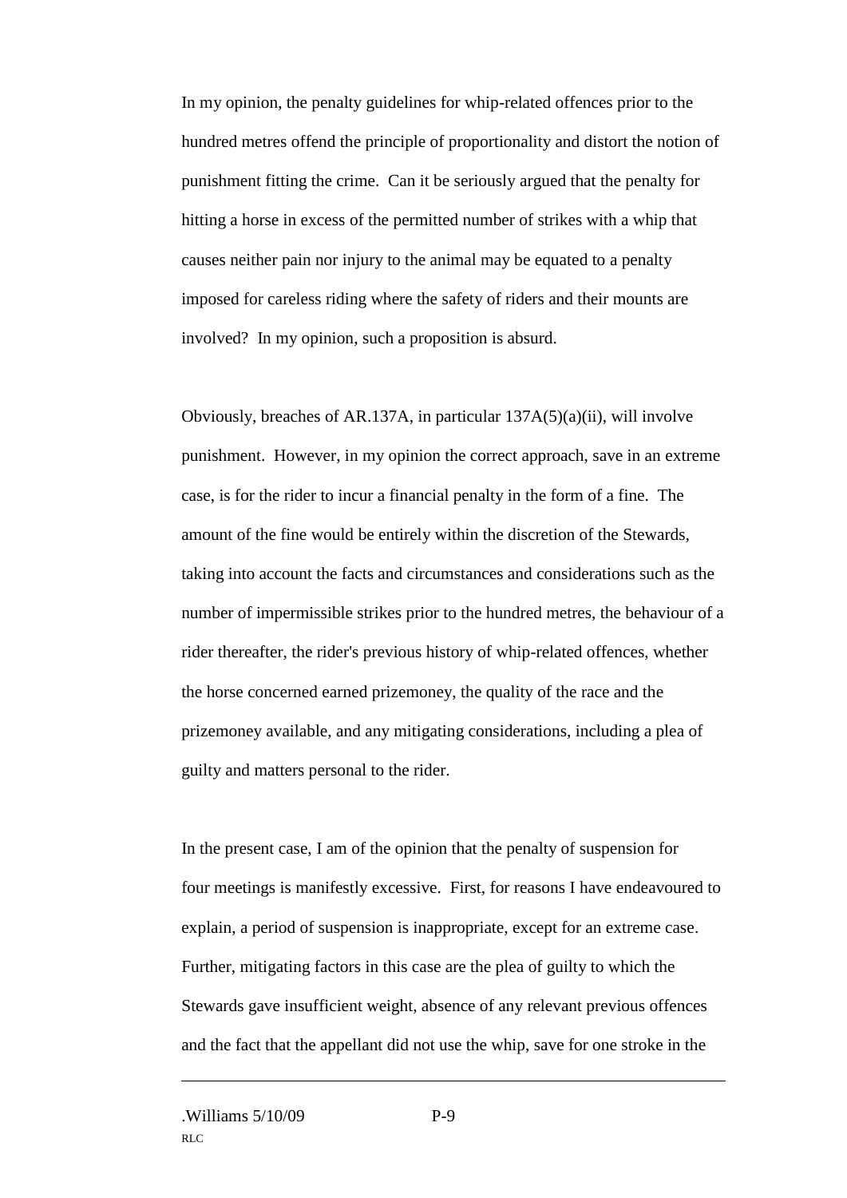In my opinion, the penalty guidelines for whip-related offences prior to the hundred metres offend the principle of proportionality and distort the notion of punishment fitting the crime. Can it be seriously argued that the penalty for hitting a horse in excess of the permitted number of strikes with a whip that causes neither pain nor injury to the animal may be equated to a penalty imposed for careless riding where the safety of riders and their mounts are involved? In my opinion, such a proposition is absurd.

Obviously, breaches of AR.137A, in particular 137A(5)(a)(ii), will involve punishment. However, in my opinion the correct approach, save in an extreme case, is for the rider to incur a financial penalty in the form of a fine. The amount of the fine would be entirely within the discretion of the Stewards, taking into account the facts and circumstances and considerations such as the number of impermissible strikes prior to the hundred metres, the behaviour of a rider thereafter, the rider's previous history of whip-related offences, whether the horse concerned earned prizemoney, the quality of the race and the prizemoney available, and any mitigating considerations, including a plea of guilty and matters personal to the rider.

In the present case, I am of the opinion that the penalty of suspension for four meetings is manifestly excessive. First, for reasons I have endeavoured to explain, a period of suspension is inappropriate, except for an extreme case. Further, mitigating factors in this case are the plea of guilty to which the Stewards gave insufficient weight, absence of any relevant previous offences and the fact that the appellant did not use the whip, save for one stroke in the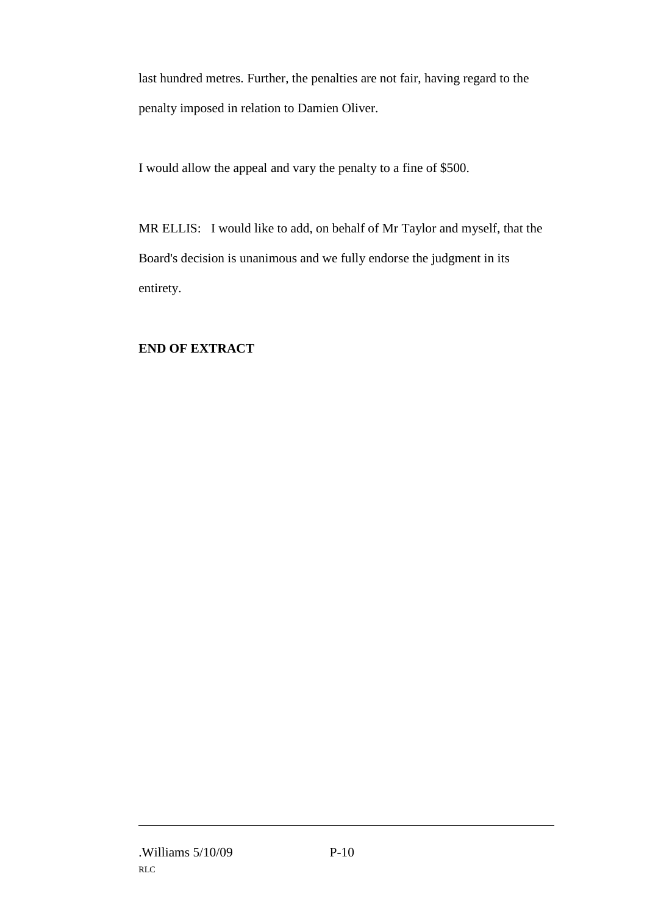last hundred metres. Further, the penalties are not fair, having regard to the penalty imposed in relation to Damien Oliver.

I would allow the appeal and vary the penalty to a fine of $500.

MR ELLIS: I would like to add, on behalf of Mr Taylor and myself, that the Board's decision is unanimous and we fully endorse the judgment in its entirety.

**END OF EXTRACT**